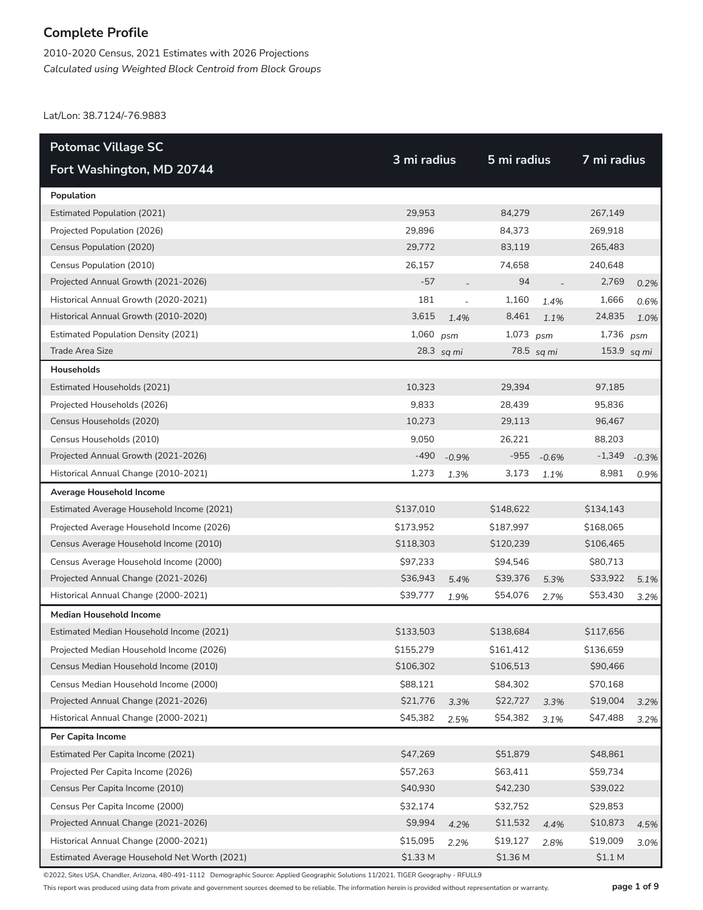# Complete Profile

2010-2020 Census, 2021 Estimates with 2026 Projections

*Calculated using Weighted Block Centroid from Block Groups*

Lat/Lon: 38.7124/-76.9883

| Potomac Village SC<br>Fort Washington, MD 20744 | 3 mi radius | | 5 mi radius | | 7 mi radius | |
|---|---|---|---|---|---|---|
| **Population** | | | | | | |
| Estimated Population (2021) | 29,953 | | 84,279 | | 267,149 | |
| Projected Population (2026) | 29,896 | | 84,373 | | 269,918 | |
| Census Population (2020) | 29,772 | | 83,119 | | 265,483 | |
| Census Population (2010) | 26,157 | | 74,658 | | 240,648 | |
| Projected Annual Growth (2021-2026) | -57 | - | 94 | - | 2,769 | *0.2%* |
| Historical Annual Growth (2020-2021) | 181 | - | 1,160 | *1.4%* | 1,666 | *0.6%* |
| Historical Annual Growth (2010-2020) | 3,615 | *1.4%* | 8,461 | *1.1%* | 24,835 | *1.0%* |
| Estimated Population Density (2021) | 1,060 | *psm* | 1,073 | *psm* | 1,736 | *psm* |
| Trade Area Size | 28.3 | *sq mi* | 78.5 | *sq mi* | 153.9 | *sq mi* |
| **Households** | | | | | | |
| Estimated Households (2021) | 10,323 | | 29,394 | | 97,185 | |
| Projected Households (2026) | 9,833 | | 28,439 | | 95,836 | |
| Census Households (2020) | 10,273 | | 29,113 | | 96,467 | |
| Census Households (2010) | 9,050 | | 26,221 | | 88,203 | |
| Projected Annual Growth (2021-2026) | -490 | *-0.9%* | -955 | *-0.6%* | -1,349 | *-0.3%* |
| Historical Annual Change (2010-2021) | 1,273 | *1.3%* | 3,173 | *1.1%* | 8,981 | *0.9%* |
| **Average Household Income** | | | | | | |
| Estimated Average Household Income (2021) | $137,010 | | $148,622 | | $134,143 | |
| Projected Average Household Income (2026) | $173,952 | | $187,997 | | $168,065 | |
| Census Average Household Income (2010) | $118,303 | | $120,239 | | $106,465 | |
| Census Average Household Income (2000) | $97,233 | | $94,546 | | $80,713 | |
| Projected Annual Change (2021-2026) | $36,943 | *5.4%* | $39,376 | *5.3%* | $33,922 | *5.1%* |
| Historical Annual Change (2000-2021) | $39,777 | *1.9%* | $54,076 | *2.7%* | $53,430 | *3.2%* |
| **Median Household Income** | | | | | | |
| Estimated Median Household Income (2021) | $133,503 | | $138,684 | | $117,656 | |
| Projected Median Household Income (2026) | $155,279 | | $161,412 | | $136,659 | |
| Census Median Household Income (2010) | $106,302 | | $106,513 | | $90,466 | |
| Census Median Household Income (2000) | $88,121 | | $84,302 | | $70,168 | |
| Projected Annual Change (2021-2026) | $21,776 | *3.3%* | $22,727 | *3.3%* | $19,004 | *3.2%* |
| Historical Annual Change (2000-2021) | $45,382 | *2.5%* | $54,382 | *3.1%* | $47,488 | *3.2%* |
| **Per Capita Income** | | | | | | |
| Estimated Per Capita Income (2021) | $47,269 | | $51,879 | | $48,861 | |
| Projected Per Capita Income (2026) | $57,263 | | $63,411 | | $59,734 | |
| Census Per Capita Income (2010) | $40,930 | | $42,230 | | $39,022 | |
| Census Per Capita Income (2000) | $32,174 | | $32,752 | | $29,853 | |
| Projected Annual Change (2021-2026) | $9,994 | *4.2%* | $11,532 | *4.4%* | $10,873 | *4.5%* |
| Historical Annual Change (2000-2021) | $15,095 | *2.2%* | $19,127 | *2.8%* | $19,009 | *3.0%* |
| Estimated Average Household Net Worth (2021) | $1.33 M | | $1.36 M | | $1.1 M | |

©2022, Sites USA, Chandler, Arizona, 480-491-1112 Demographic Source: Applied Geographic Solutions 11/2021, TIGER Geography - RFULL9

This report was produced using data from private and government sources deemed to be reliable. The information herein is provided without representation or warranty.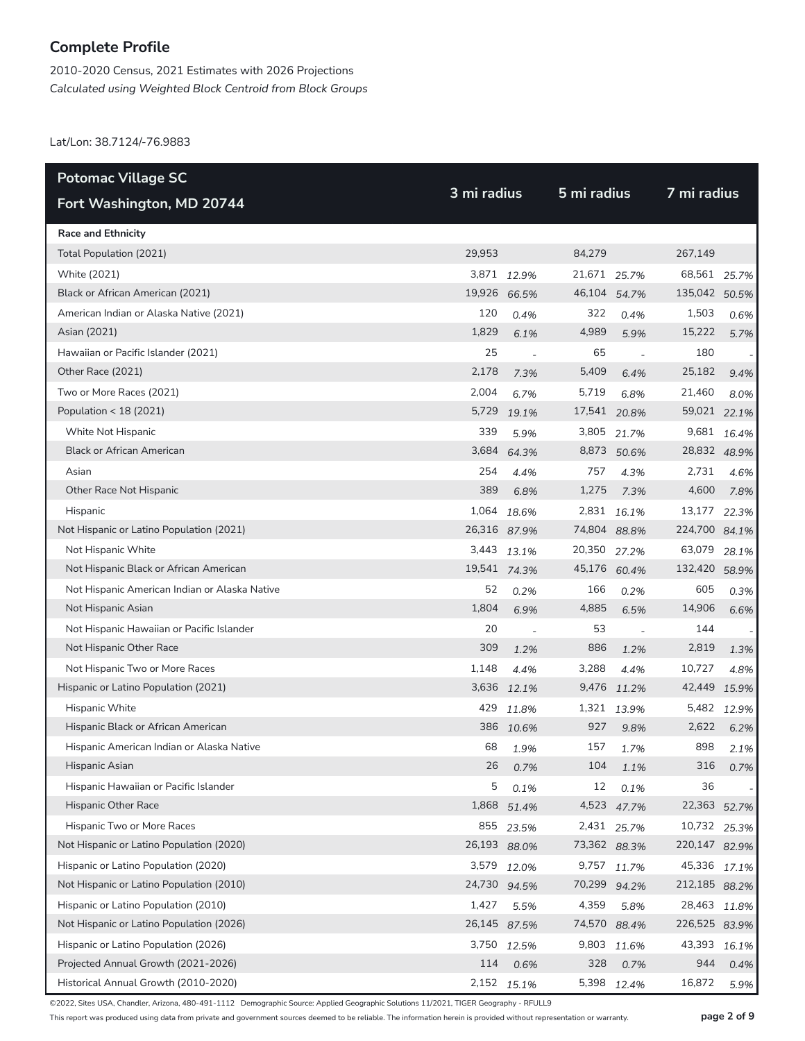# Complete Profile

2010-2020 Census, 2021 Estimates with 2026 Projections

*Calculated using Weighted Block Centroid from Block Groups*

Lat/Lon: 38.7124/-76.9883

| Potomac Village SC<br>Fort Washington, MD 20744 | 3 mi radius | | 5 mi radius | | 7 mi radius | |
|---|---|---|---|---|---|---|
| **Race and Ethnicity** | | | | | | |
| Total Population (2021) | 29,953 | | 84,279 | | 267,149 | |
| White (2021) | 3,871 | *12.9%* | 21,671 | *25.7%* | 68,561 | *25.7%* |
| Black or African American (2021) | 19,926 | *66.5%* | 46,104 | *54.7%* | 135,042 | *50.5%* |
| American Indian or Alaska Native (2021) | 120 | *0.4%* | 322 | *0.4%* | 1,503 | *0.6%* |
| Asian (2021) | 1,829 | *6.1%* | 4,989 | *5.9%* | 15,222 | *5.7%* |
| Hawaiian or Pacific Islander (2021) | 25 | - | 65 | - | 180 | - |
| Other Race (2021) | 2,178 | *7.3%* | 5,409 | *6.4%* | 25,182 | *9.4%* |
| Two or More Races (2021) | 2,004 | *6.7%* | 5,719 | *6.8%* | 21,460 | *8.0%* |
| Population < 18 (2021) | 5,729 | *19.1%* | 17,541 | *20.8%* | 59,021 | *22.1%* |
| White Not Hispanic | 339 | *5.9%* | 3,805 | *21.7%* | 9,681 | *16.4%* |
| Black or African American | 3,684 | *64.3%* | 8,873 | *50.6%* | 28,832 | *48.9%* |
| Asian | 254 | *4.4%* | 757 | *4.3%* | 2,731 | *4.6%* |
| Other Race Not Hispanic | 389 | *6.8%* | 1,275 | *7.3%* | 4,600 | *7.8%* |
| Hispanic | 1,064 | *18.6%* | 2,831 | *16.1%* | 13,177 | *22.3%* |
| Not Hispanic or Latino Population (2021) | 26,316 | *87.9%* | 74,804 | *88.8%* | 224,700 | *84.1%* |
| Not Hispanic White | 3,443 | *13.1%* | 20,350 | *27.2%* | 63,079 | *28.1%* |
| Not Hispanic Black or African American | 19,541 | *74.3%* | 45,176 | *60.4%* | 132,420 | *58.9%* |
| Not Hispanic American Indian or Alaska Native | 52 | *0.2%* | 166 | *0.2%* | 605 | *0.3%* |
| Not Hispanic Asian | 1,804 | *6.9%* | 4,885 | *6.5%* | 14,906 | *6.6%* |
| Not Hispanic Hawaiian or Pacific Islander | 20 | - | 53 | - | 144 | - |
| Not Hispanic Other Race | 309 | *1.2%* | 886 | *1.2%* | 2,819 | *1.3%* |
| Not Hispanic Two or More Races | 1,148 | *4.4%* | 3,288 | *4.4%* | 10,727 | *4.8%* |
| Hispanic or Latino Population (2021) | 3,636 | *12.1%* | 9,476 | *11.2%* | 42,449 | *15.9%* |
| Hispanic White | 429 | *11.8%* | 1,321 | *13.9%* | 5,482 | *12.9%* |
| Hispanic Black or African American | 386 | *10.6%* | 927 | *9.8%* | 2,622 | *6.2%* |
| Hispanic American Indian or Alaska Native | 68 | *1.9%* | 157 | *1.7%* | 898 | *2.1%* |
| Hispanic Asian | 26 | *0.7%* | 104 | *1.1%* | 316 | *0.7%* |
| Hispanic Hawaiian or Pacific Islander | 5 | *0.1%* | 12 | *0.1%* | 36 | - |
| Hispanic Other Race | 1,868 | *51.4%* | 4,523 | *47.7%* | 22,363 | *52.7%* |
| Hispanic Two or More Races | 855 | *23.5%* | 2,431 | *25.7%* | 10,732 | *25.3%* |
| Not Hispanic or Latino Population (2020) | 26,193 | *88.0%* | 73,362 | *88.3%* | 220,147 | *82.9%* |
| Hispanic or Latino Population (2020) | 3,579 | *12.0%* | 9,757 | *11.7%* | 45,336 | *17.1%* |
| Not Hispanic or Latino Population (2010) | 24,730 | *94.5%* | 70,299 | *94.2%* | 212,185 | *88.2%* |
| Hispanic or Latino Population (2010) | 1,427 | *5.5%* | 4,359 | *5.8%* | 28,463 | *11.8%* |
| Not Hispanic or Latino Population (2026) | 26,145 | *87.5%* | 74,570 | *88.4%* | 226,525 | *83.9%* |
| Hispanic or Latino Population (2026) | 3,750 | *12.5%* | 9,803 | *11.6%* | 43,393 | *16.1%* |
| Projected Annual Growth (2021-2026) | 114 | *0.6%* | 328 | *0.7%* | 944 | *0.4%* |
| Historical Annual Growth (2010-2020) | 2,152 | *15.1%* | 5,398 | *12.4%* | 16,872 | *5.9%* |

©2022, Sites USA, Chandler, Arizona, 480-491-1112 Demographic Source: Applied Geographic Solutions 11/2021, TIGER Geography - RFULL9

This report was produced using data from private and government sources deemed to be reliable. The information herein is provided without representation or warranty.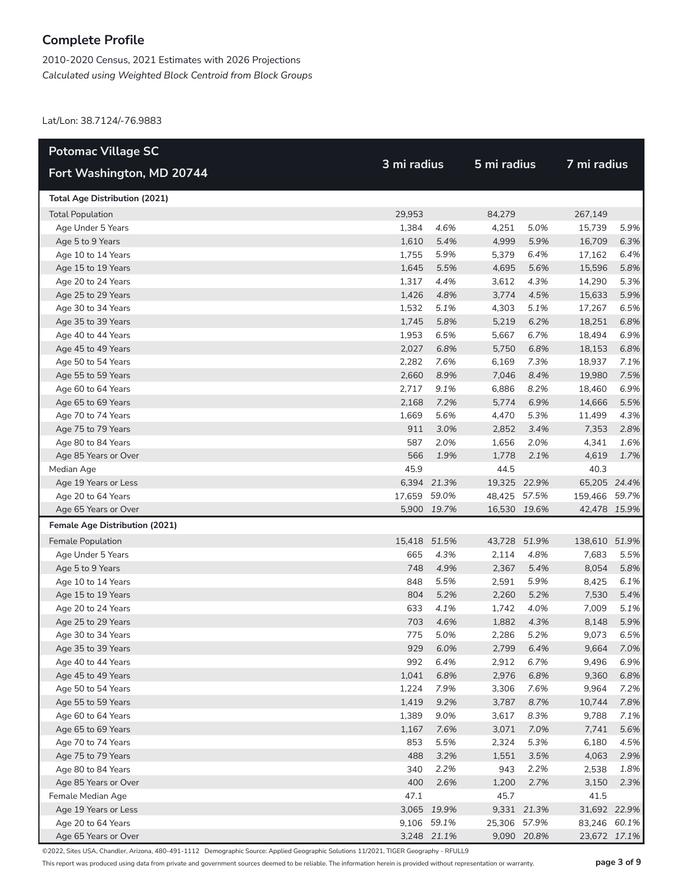## Complete Profile

2010-2020 Census, 2021 Estimates with 2026 Projections
*Calculated using Weighted Block Centroid from Block Groups*

Lat/Lon: 38.7124/-76.9883

| Potomac Village SC<br>Fort Washington, MD 20744 | 3 mi radius | | 5 mi radius | | 7 mi radius | |
|---|---|---|---|---|---|---|
| **Total Age Distribution (2021)** | | | | | | |
| Total Population | 29,953 | | 84,279 | | 267,149 | |
| Age Under 5 Years | 1,384 | *4.6%* | 4,251 | *5.0%* | 15,739 | *5.9%* |
| Age 5 to 9 Years | 1,610 | *5.4%* | 4,999 | *5.9%* | 16,709 | *6.3%* |
| Age 10 to 14 Years | 1,755 | *5.9%* | 5,379 | *6.4%* | 17,162 | *6.4%* |
| Age 15 to 19 Years | 1,645 | *5.5%* | 4,695 | *5.6%* | 15,596 | *5.8%* |
| Age 20 to 24 Years | 1,317 | *4.4%* | 3,612 | *4.3%* | 14,290 | *5.3%* |
| Age 25 to 29 Years | 1,426 | *4.8%* | 3,774 | *4.5%* | 15,633 | *5.9%* |
| Age 30 to 34 Years | 1,532 | *5.1%* | 4,303 | *5.1%* | 17,267 | *6.5%* |
| Age 35 to 39 Years | 1,745 | *5.8%* | 5,219 | *6.2%* | 18,251 | *6.8%* |
| Age 40 to 44 Years | 1,953 | *6.5%* | 5,667 | *6.7%* | 18,494 | *6.9%* |
| Age 45 to 49 Years | 2,027 | *6.8%* | 5,750 | *6.8%* | 18,153 | *6.8%* |
| Age 50 to 54 Years | 2,282 | *7.6%* | 6,169 | *7.3%* | 18,937 | *7.1%* |
| Age 55 to 59 Years | 2,660 | *8.9%* | 7,046 | *8.4%* | 19,980 | *7.5%* |
| Age 60 to 64 Years | 2,717 | *9.1%* | 6,886 | *8.2%* | 18,460 | *6.9%* |
| Age 65 to 69 Years | 2,168 | *7.2%* | 5,774 | *6.9%* | 14,666 | *5.5%* |
| Age 70 to 74 Years | 1,669 | *5.6%* | 4,470 | *5.3%* | 11,499 | *4.3%* |
| Age 75 to 79 Years | 911 | *3.0%* | 2,852 | *3.4%* | 7,353 | *2.8%* |
| Age 80 to 84 Years | 587 | *2.0%* | 1,656 | *2.0%* | 4,341 | *1.6%* |
| Age 85 Years or Over | 566 | *1.9%* | 1,778 | *2.1%* | 4,619 | *1.7%* |
| Median Age | 45.9 | | 44.5 | | 40.3 | |
| Age 19 Years or Less | 6,394 | *21.3%* | 19,325 | *22.9%* | 65,205 | *24.4%* |
| Age 20 to 64 Years | 17,659 | *59.0%* | 48,425 | *57.5%* | 159,466 | *59.7%* |
| Age 65 Years or Over | 5,900 | *19.7%* | 16,530 | *19.6%* | 42,478 | *15.9%* |
| **Female Age Distribution (2021)** | | | | | | |
| Female Population | 15,418 | *51.5%* | 43,728 | *51.9%* | 138,610 | *51.9%* |
| Age Under 5 Years | 665 | *4.3%* | 2,114 | *4.8%* | 7,683 | *5.5%* |
| Age 5 to 9 Years | 748 | *4.9%* | 2,367 | *5.4%* | 8,054 | *5.8%* |
| Age 10 to 14 Years | 848 | *5.5%* | 2,591 | *5.9%* | 8,425 | *6.1%* |
| Age 15 to 19 Years | 804 | *5.2%* | 2,260 | *5.2%* | 7,530 | *5.4%* |
| Age 20 to 24 Years | 633 | *4.1%* | 1,742 | *4.0%* | 7,009 | *5.1%* |
| Age 25 to 29 Years | 703 | *4.6%* | 1,882 | *4.3%* | 8,148 | *5.9%* |
| Age 30 to 34 Years | 775 | *5.0%* | 2,286 | *5.2%* | 9,073 | *6.5%* |
| Age 35 to 39 Years | 929 | *6.0%* | 2,799 | *6.4%* | 9,664 | *7.0%* |
| Age 40 to 44 Years | 992 | *6.4%* | 2,912 | *6.7%* | 9,496 | *6.9%* |
| Age 45 to 49 Years | 1,041 | *6.8%* | 2,976 | *6.8%* | 9,360 | *6.8%* |
| Age 50 to 54 Years | 1,224 | *7.9%* | 3,306 | *7.6%* | 9,964 | *7.2%* |
| Age 55 to 59 Years | 1,419 | *9.2%* | 3,787 | *8.7%* | 10,744 | *7.8%* |
| Age 60 to 64 Years | 1,389 | *9.0%* | 3,617 | *8.3%* | 9,788 | *7.1%* |
| Age 65 to 69 Years | 1,167 | *7.6%* | 3,071 | *7.0%* | 7,741 | *5.6%* |
| Age 70 to 74 Years | 853 | *5.5%* | 2,324 | *5.3%* | 6,180 | *4.5%* |
| Age 75 to 79 Years | 488 | *3.2%* | 1,551 | *3.5%* | 4,063 | *2.9%* |
| Age 80 to 84 Years | 340 | *2.2%* | 943 | *2.2%* | 2,538 | *1.8%* |
| Age 85 Years or Over | 400 | *2.6%* | 1,200 | *2.7%* | 3,150 | *2.3%* |
| Female Median Age | 47.1 | | 45.7 | | 41.5 | |
| Age 19 Years or Less | 3,065 | *19.9%* | 9,331 | *21.3%* | 31,692 | *22.9%* |
| Age 20 to 64 Years | 9,106 | *59.1%* | 25,306 | *57.9%* | 83,246 | *60.1%* |
| Age 65 Years or Over | 3,248 | *21.1%* | 9,090 | *20.8%* | 23,672 | *17.1%* |

©2022, Sites USA, Chandler, Arizona, 480-491-1112 Demographic Source: Applied Geographic Solutions 11/2021, TIGER Geography - RFULL9

This report was produced using data from private and government sources deemed to be reliable. The information herein is provided without representation or warranty.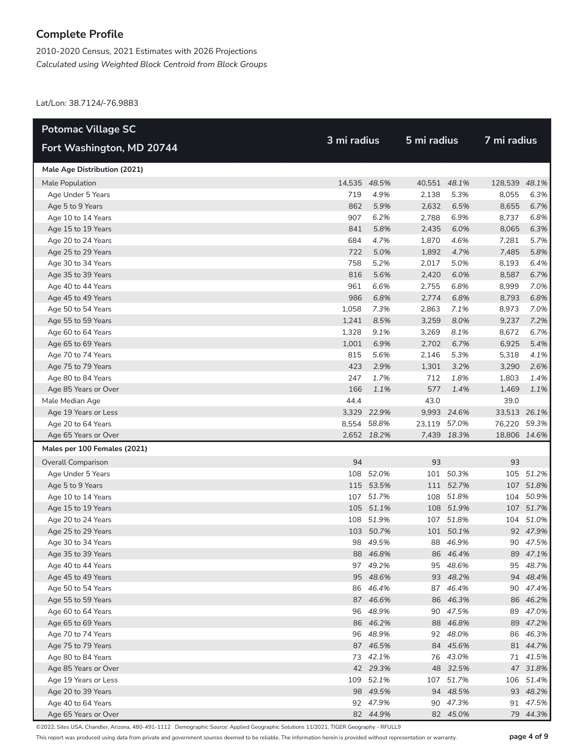## Complete Profile

2010-2020 Census, 2021 Estimates with 2026 Projections
*Calculated using Weighted Block Centroid from Block Groups*

Lat/Lon: 38.7124/-76.9883

| Potomac Village SC<br>Fort Washington, MD 20744 | 3 mi radius | | 5 mi radius | | 7 mi radius | |
|---|---|---|---|---|---|---|
| **Male Age Distribution (2021)** | | | | | | |
| Male Population | 14,535 | *48.5%* | 40,551 | *48.1%* | 128,539 | *48.1%* |
| Age Under 5 Years | 719 | *4.9%* | 2,138 | *5.3%* | 8,055 | *6.3%* |
| Age 5 to 9 Years | 862 | *5.9%* | 2,632 | *6.5%* | 8,655 | *6.7%* |
| Age 10 to 14 Years | 907 | *6.2%* | 2,788 | *6.9%* | 8,737 | *6.8%* |
| Age 15 to 19 Years | 841 | *5.8%* | 2,435 | *6.0%* | 8,065 | *6.3%* |
| Age 20 to 24 Years | 684 | *4.7%* | 1,870 | *4.6%* | 7,281 | *5.7%* |
| Age 25 to 29 Years | 722 | *5.0%* | 1,892 | *4.7%* | 7,485 | *5.8%* |
| Age 30 to 34 Years | 758 | *5.2%* | 2,017 | *5.0%* | 8,193 | *6.4%* |
| Age 35 to 39 Years | 816 | *5.6%* | 2,420 | *6.0%* | 8,587 | *6.7%* |
| Age 40 to 44 Years | 961 | *6.6%* | 2,755 | *6.8%* | 8,999 | *7.0%* |
| Age 45 to 49 Years | 986 | *6.8%* | 2,774 | *6.8%* | 8,793 | *6.8%* |
| Age 50 to 54 Years | 1,058 | *7.3%* | 2,863 | *7.1%* | 8,973 | *7.0%* |
| Age 55 to 59 Years | 1,241 | *8.5%* | 3,259 | *8.0%* | 9,237 | *7.2%* |
| Age 60 to 64 Years | 1,328 | *9.1%* | 3,269 | *8.1%* | 8,672 | *6.7%* |
| Age 65 to 69 Years | 1,001 | *6.9%* | 2,702 | *6.7%* | 6,925 | *5.4%* |
| Age 70 to 74 Years | 815 | *5.6%* | 2,146 | *5.3%* | 5,318 | *4.1%* |
| Age 75 to 79 Years | 423 | *2.9%* | 1,301 | *3.2%* | 3,290 | *2.6%* |
| Age 80 to 84 Years | 247 | *1.7%* | 712 | *1.8%* | 1,803 | *1.4%* |
| Age 85 Years or Over | 166 | *1.1%* | 577 | *1.4%* | 1,469 | *1.1%* |
| Male Median Age | 44.4 | | 43.0 | | 39.0 | |
| Age 19 Years or Less | 3,329 | *22.9%* | 9,993 | *24.6%* | 33,513 | *26.1%* |
| Age 20 to 64 Years | 8,554 | *58.8%* | 23,119 | *57.0%* | 76,220 | *59.3%* |
| Age 65 Years or Over | 2,652 | *18.2%* | 7,439 | *18.3%* | 18,806 | *14.6%* |
| **Males per 100 Females (2021)** | | | | | | |
| Overall Comparison | 94 | | 93 | | 93 | |
| Age Under 5 Years | 108 | *52.0%* | 101 | *50.3%* | 105 | *51.2%* |
| Age 5 to 9 Years | 115 | *53.5%* | 111 | *52.7%* | 107 | *51.8%* |
| Age 10 to 14 Years | 107 | *51.7%* | 108 | *51.8%* | 104 | *50.9%* |
| Age 15 to 19 Years | 105 | *51.1%* | 108 | *51.9%* | 107 | *51.7%* |
| Age 20 to 24 Years | 108 | *51.9%* | 107 | *51.8%* | 104 | *51.0%* |
| Age 25 to 29 Years | 103 | *50.7%* | 101 | *50.1%* | 92 | *47.9%* |
| Age 30 to 34 Years | 98 | *49.5%* | 88 | *46.9%* | 90 | *47.5%* |
| Age 35 to 39 Years | 88 | *46.8%* | 86 | *46.4%* | 89 | *47.1%* |
| Age 40 to 44 Years | 97 | *49.2%* | 95 | *48.6%* | 95 | *48.7%* |
| Age 45 to 49 Years | 95 | *48.6%* | 93 | *48.2%* | 94 | *48.4%* |
| Age 50 to 54 Years | 86 | *46.4%* | 87 | *46.4%* | 90 | *47.4%* |
| Age 55 to 59 Years | 87 | *46.6%* | 86 | *46.3%* | 86 | *46.2%* |
| Age 60 to 64 Years | 96 | *48.9%* | 90 | *47.5%* | 89 | *47.0%* |
| Age 65 to 69 Years | 86 | *46.2%* | 88 | *46.8%* | 89 | *47.2%* |
| Age 70 to 74 Years | 96 | *48.9%* | 92 | *48.0%* | 86 | *46.3%* |
| Age 75 to 79 Years | 87 | *46.5%* | 84 | *45.6%* | 81 | *44.7%* |
| Age 80 to 84 Years | 73 | *42.1%* | 76 | *43.0%* | 71 | *41.5%* |
| Age 85 Years or Over | 42 | *29.3%* | 48 | *32.5%* | 47 | *31.8%* |
| Age 19 Years or Less | 109 | *52.1%* | 107 | *51.7%* | 106 | *51.4%* |
| Age 20 to 39 Years | 98 | *49.5%* | 94 | *48.5%* | 93 | *48.2%* |
| Age 40 to 64 Years | 92 | *47.9%* | 90 | *47.3%* | 91 | *47.5%* |
| Age 65 Years or Over | 82 | *44.9%* | 82 | *45.0%* | 79 | *44.3%* |

©2022, Sites USA, Chandler, Arizona, 480-491-1112 Demographic Source: Applied Geographic Solutions 11/2021, TIGER Geography - RFULL9

This report was produced using data from private and government sources deemed to be reliable. The information herein is provided without representation or warranty.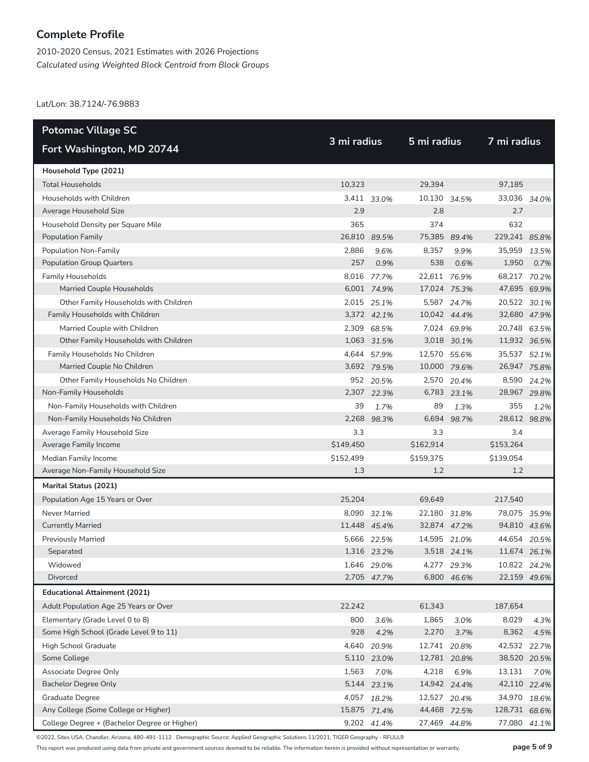# Complete Profile

2010-2020 Census, 2021 Estimates with 2026 Projections
*Calculated using Weighted Block Centroid from Block Groups*

Lat/Lon: 38.7124/-76.9883

| Potomac Village SC<br>Fort Washington, MD 20744 | 3 mi radius | | 5 mi radius | | 7 mi radius | |
|---|---|---|---|---|---|---|
| **Household Type (2021)** | | | | | | |
| Total Households | 10,323 | | 29,394 | | 97,185 | |
| Households with Children | 3,411 | *33.0%* | 10,130 | *34.5%* | 33,036 | *34.0%* |
| Average Household Size | 2.9 | | 2.8 | | 2.7 | |
| Household Density per Square Mile | 365 | | 374 | | 632 | |
| Population Family | 26,810 | *89.5%* | 75,385 | *89.4%* | 229,241 | *85.8%* |
| Population Non-Family | 2,886 | *9.6%* | 8,357 | *9.9%* | 35,959 | *13.5%* |
| Population Group Quarters | 257 | *0.9%* | 538 | *0.6%* | 1,950 | *0.7%* |
| Family Households | 8,016 | *77.7%* | 22,611 | *76.9%* | 68,217 | *70.2%* |
| Married Couple Households | 6,001 | *74.9%* | 17,024 | *75.3%* | 47,695 | *69.9%* |
| Other Family Households with Children | 2,015 | *25.1%* | 5,587 | *24.7%* | 20,522 | *30.1%* |
| Family Households with Children | 3,372 | *42.1%* | 10,042 | *44.4%* | 32,680 | *47.9%* |
| Married Couple with Children | 2,309 | *68.5%* | 7,024 | *69.9%* | 20,748 | *63.5%* |
| Other Family Households with Children | 1,063 | *31.5%* | 3,018 | *30.1%* | 11,932 | *36.5%* |
| Family Households No Children | 4,644 | *57.9%* | 12,570 | *55.6%* | 35,537 | *52.1%* |
| Married Couple No Children | 3,692 | *79.5%* | 10,000 | *79.6%* | 26,947 | *75.8%* |
| Other Family Households No Children | 952 | *20.5%* | 2,570 | *20.4%* | 8,590 | *24.2%* |
| Non-Family Households | 2,307 | *22.3%* | 6,783 | *23.1%* | 28,967 | *29.8%* |
| Non-Family Households with Children | 39 | *1.7%* | 89 | *1.3%* | 355 | *1.2%* |
| Non-Family Households No Children | 2,268 | *98.3%* | 6,694 | *98.7%* | 28,612 | *98.8%* |
| Average Family Household Size | 3.3 | | 3.3 | | 3.4 | |
| Average Family Income | $149,450 | | $162,914 | | $153,264 | |
| Median Family Income | $152,499 | | $159,375 | | $139,054 | |
| Average Non-Family Household Size | 1.3 | | 1.2 | | 1.2 | |
| **Marital Status (2021)** | | | | | | |
| Population Age 15 Years or Over | 25,204 | | 69,649 | | 217,540 | |
| Never Married | 8,090 | *32.1%* | 22,180 | *31.8%* | 78,075 | *35.9%* |
| Currently Married | 11,448 | *45.4%* | 32,874 | *47.2%* | 94,810 | *43.6%* |
| Previously Married | 5,666 | *22.5%* | 14,595 | *21.0%* | 44,654 | *20.5%* |
| Separated | 1,316 | *23.2%* | 3,518 | *24.1%* | 11,674 | *26.1%* |
| Widowed | 1,646 | *29.0%* | 4,277 | *29.3%* | 10,822 | *24.2%* |
| Divorced | 2,705 | *47.7%* | 6,800 | *46.6%* | 22,159 | *49.6%* |
| **Educational Attainment (2021)** | | | | | | |
| Adult Population Age 25 Years or Over | 22,242 | | 61,343 | | 187,654 | |
| Elementary (Grade Level 0 to 8) | 800 | *3.6%* | 1,865 | *3.0%* | 8,029 | *4.3%* |
| Some High School (Grade Level 9 to 11) | 928 | *4.2%* | 2,270 | *3.7%* | 8,362 | *4.5%* |
| High School Graduate | 4,640 | *20.9%* | 12,741 | *20.8%* | 42,532 | *22.7%* |
| Some College | 5,110 | *23.0%* | 12,781 | *20.8%* | 38,520 | *20.5%* |
| Associate Degree Only | 1,563 | *7.0%* | 4,218 | *6.9%* | 13,131 | *7.0%* |
| Bachelor Degree Only | 5,144 | *23.1%* | 14,942 | *24.4%* | 42,110 | *22.4%* |
| Graduate Degree | 4,057 | *18.2%* | 12,527 | *20.4%* | 34,970 | *18.6%* |
| Any College (Some College or Higher) | 15,875 | *71.4%* | 44,468 | *72.5%* | 128,731 | *68.6%* |
| College Degree + (Bachelor Degree or Higher) | 9,202 | *41.4%* | 27,469 | *44.8%* | 77,080 | *41.1%* |

©2022, Sites USA, Chandler, Arizona, 480-491-1112 Demographic Source: Applied Geographic Solutions 11/2021, TIGER Geography - RFULL9

This report was produced using data from private and government sources deemed to be reliable. The information herein is provided without representation or warranty.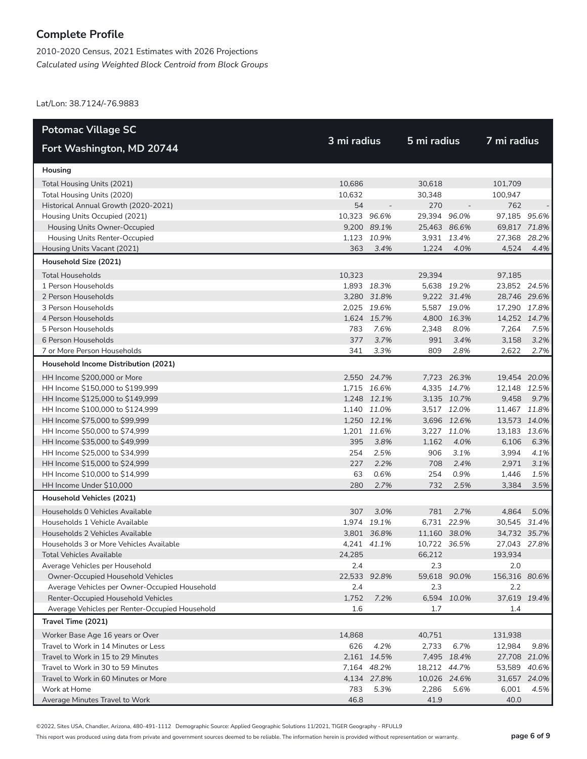## Complete Profile

2010-2020 Census, 2021 Estimates with 2026 Projections
*Calculated using Weighted Block Centroid from Block Groups*

Lat/Lon: 38.7124/-76.9883

| Potomac Village SC<br>Fort Washington, MD 20744 | 3 mi radius | | 5 mi radius | | 7 mi radius | |
|---|---|---|---|---|---|---|
| **Housing** | | | | | | |
| Total Housing Units (2021) | 10,686 | | 30,618 | | 101,709 | |
| Total Housing Units (2020) | 10,632 | | 30,348 | | 100,947 | |
| Historical Annual Growth (2020-2021) | 54 | - | 270 | - | 762 | - |
| Housing Units Occupied (2021) | 10,323 | *96.6%* | 29,394 | *96.0%* | 97,185 | *95.6%* |
| Housing Units Owner-Occupied | 9,200 | *89.1%* | 25,463 | *86.6%* | 69,817 | *71.8%* |
| Housing Units Renter-Occupied | 1,123 | *10.9%* | 3,931 | *13.4%* | 27,368 | *28.2%* |
| Housing Units Vacant (2021) | 363 | *3.4%* | 1,224 | *4.0%* | 4,524 | *4.4%* |
| **Household Size (2021)** | | | | | | |
| Total Households | 10,323 | | 29,394 | | 97,185 | |
| 1 Person Households | 1,893 | *18.3%* | 5,638 | *19.2%* | 23,852 | *24.5%* |
| 2 Person Households | 3,280 | *31.8%* | 9,222 | *31.4%* | 28,746 | *29.6%* |
| 3 Person Households | 2,025 | *19.6%* | 5,587 | *19.0%* | 17,290 | *17.8%* |
| 4 Person Households | 1,624 | *15.7%* | 4,800 | *16.3%* | 14,252 | *14.7%* |
| 5 Person Households | 783 | *7.6%* | 2,348 | *8.0%* | 7,264 | *7.5%* |
| 6 Person Households | 377 | *3.7%* | 991 | *3.4%* | 3,158 | *3.2%* |
| 7 or More Person Households | 341 | *3.3%* | 809 | *2.8%* | 2,622 | *2.7%* |
| **Household Income Distribution (2021)** | | | | | | |
| HH Income $200,000 or More | 2,550 | *24.7%* | 7,723 | *26.3%* | 19,454 | *20.0%* |
| HH Income $150,000 to $199,999 | 1,715 | *16.6%* | 4,335 | *14.7%* | 12,148 | *12.5%* |
| HH Income $125,000 to $149,999 | 1,248 | *12.1%* | 3,135 | *10.7%* | 9,458 | *9.7%* |
| HH Income $100,000 to $124,999 | 1,140 | *11.0%* | 3,517 | *12.0%* | 11,467 | *11.8%* |
| HH Income $75,000 to $99,999 | 1,250 | *12.1%* | 3,696 | *12.6%* | 13,573 | *14.0%* |
| HH Income $50,000 to $74,999 | 1,201 | *11.6%* | 3,227 | *11.0%* | 13,183 | *13.6%* |
| HH Income $35,000 to $49,999 | 395 | *3.8%* | 1,162 | *4.0%* | 6,106 | *6.3%* |
| HH Income $25,000 to $34,999 | 254 | *2.5%* | 906 | *3.1%* | 3,994 | *4.1%* |
| HH Income $15,000 to $24,999 | 227 | *2.2%* | 708 | *2.4%* | 2,971 | *3.1%* |
| HH Income $10,000 to $14,999 | 63 | *0.6%* | 254 | *0.9%* | 1,446 | *1.5%* |
| HH Income Under $10,000 | 280 | *2.7%* | 732 | *2.5%* | 3,384 | *3.5%* |
| **Household Vehicles (2021)** | | | | | | |
| Households 0 Vehicles Available | 307 | *3.0%* | 781 | *2.7%* | 4,864 | *5.0%* |
| Households 1 Vehicle Available | 1,974 | *19.1%* | 6,731 | *22.9%* | 30,545 | *31.4%* |
| Households 2 Vehicles Available | 3,801 | *36.8%* | 11,160 | *38.0%* | 34,732 | *35.7%* |
| Households 3 or More Vehicles Available | 4,241 | *41.1%* | 10,722 | *36.5%* | 27,043 | *27.8%* |
| Total Vehicles Available | 24,285 | | 66,212 | | 193,934 | |
| Average Vehicles per Household | 2.4 | | 2.3 | | 2.0 | |
| Owner-Occupied Household Vehicles | 22,533 | *92.8%* | 59,618 | *90.0%* | 156,316 | *80.6%* |
| Average Vehicles per Owner-Occupied Household | 2.4 | | 2.3 | | 2.2 | |
| Renter-Occupied Household Vehicles | 1,752 | *7.2%* | 6,594 | *10.0%* | 37,619 | *19.4%* |
| Average Vehicles per Renter-Occupied Household | 1.6 | | 1.7 | | 1.4 | |
| **Travel Time (2021)** | | | | | | |
| Worker Base Age 16 years or Over | 14,868 | | 40,751 | | 131,938 | |
| Travel to Work in 14 Minutes or Less | 626 | *4.2%* | 2,733 | *6.7%* | 12,984 | *9.8%* |
| Travel to Work in 15 to 29 Minutes | 2,161 | *14.5%* | 7,495 | *18.4%* | 27,708 | *21.0%* |
| Travel to Work in 30 to 59 Minutes | 7,164 | *48.2%* | 18,212 | *44.7%* | 53,589 | *40.6%* |
| Travel to Work in 60 Minutes or More | 4,134 | *27.8%* | 10,026 | *24.6%* | 31,657 | *24.0%* |
| Work at Home | 783 | *5.3%* | 2,286 | *5.6%* | 6,001 | *4.5%* |
| Average Minutes Travel to Work | 46.8 | | 41.9 | | 40.0 | |

©2022, Sites USA, Chandler, Arizona, 480-491-1112 Demographic Source: Applied Geographic Solutions 11/2021, TIGER Geography - RFULL9

This report was produced using data from private and government sources deemed to be reliable. The information herein is provided without representation or warranty.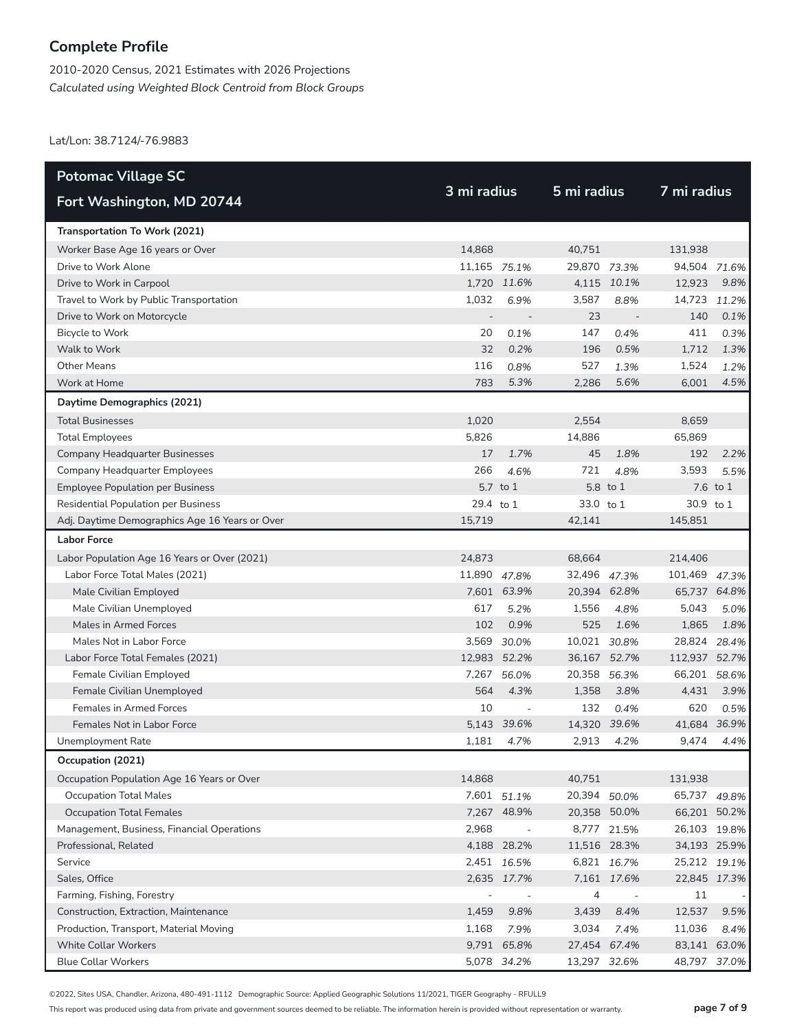## Complete Profile

2010-2020 Census, 2021 Estimates with 2026 Projections
*Calculated using Weighted Block Centroid from Block Groups*

Lat/Lon: 38.7124/-76.9883

| Potomac Village SC<br>Fort Washington, MD 20744 | 3 mi radius | | 5 mi radius | | 7 mi radius | |
|---|---|---|---|---|---|---|
| **Transportation To Work (2021)** | | | | | | |
| Worker Base Age 16 years or Over | 14,868 | | 40,751 | | 131,938 | |
| Drive to Work Alone | 11,165 | 75.1% | 29,870 | 73.3% | 94,504 | 71.6% |
| Drive to Work in Carpool | 1,720 | 11.6% | 4,115 | 10.1% | 12,923 | 9.8% |
| Travel to Work by Public Transportation | 1,032 | 6.9% | 3,587 | 8.8% | 14,723 | 11.2% |
| Drive to Work on Motorcycle | - | - | 23 | - | 140 | 0.1% |
| Bicycle to Work | 20 | 0.1% | 147 | 0.4% | 411 | 0.3% |
| Walk to Work | 32 | 0.2% | 196 | 0.5% | 1,712 | 1.3% |
| Other Means | 116 | 0.8% | 527 | 1.3% | 1,524 | 1.2% |
| Work at Home | 783 | 5.3% | 2,286 | 5.6% | 6,001 | 4.5% |
| **Daytime Demographics (2021)** | | | | | | |
| Total Businesses | 1,020 | | 2,554 | | 8,659 | |
| Total Employees | 5,826 | | 14,886 | | 65,869 | |
| Company Headquarter Businesses | 17 | 1.7% | 45 | 1.8% | 192 | 2.2% |
| Company Headquarter Employees | 266 | 4.6% | 721 | 4.8% | 3,593 | 5.5% |
| Employee Population per Business | 5.7 | to 1 | 5.8 | to 1 | 7.6 | to 1 |
| Residential Population per Business | 29.4 | to 1 | 33.0 | to 1 | 30.9 | to 1 |
| Adj. Daytime Demographics Age 16 Years or Over | 15,719 | | 42,141 | | 145,851 | |
| **Labor Force** | | | | | | |
| Labor Population Age 16 Years or Over (2021) | 24,873 | | 68,664 | | 214,406 | |
| Labor Force Total Males (2021) | 11,890 | 47.8% | 32,496 | 47.3% | 101,469 | 47.3% |
| Male Civilian Employed | 7,601 | 63.9% | 20,394 | 62.8% | 65,737 | 64.8% |
| Male Civilian Unemployed | 617 | 5.2% | 1,556 | 4.8% | 5,043 | 5.0% |
| Males in Armed Forces | 102 | 0.9% | 525 | 1.6% | 1,865 | 1.8% |
| Males Not in Labor Force | 3,569 | 30.0% | 10,021 | 30.8% | 28,824 | 28.4% |
| Labor Force Total Females (2021) | 12,983 | 52.2% | 36,167 | 52.7% | 112,937 | 52.7% |
| Female Civilian Employed | 7,267 | 56.0% | 20,358 | 56.3% | 66,201 | 58.6% |
| Female Civilian Unemployed | 564 | 4.3% | 1,358 | 3.8% | 4,431 | 3.9% |
| Females in Armed Forces | 10 | - | 132 | 0.4% | 620 | 0.5% |
| Females Not in Labor Force | 5,143 | 39.6% | 14,320 | 39.6% | 41,684 | 36.9% |
| Unemployment Rate | 1,181 | 4.7% | 2,913 | 4.2% | 9,474 | 4.4% |
| **Occupation (2021)** | | | | | | |
| Occupation Population Age 16 Years or Over | 14,868 | | 40,751 | | 131,938 | |
| Occupation Total Males | 7,601 | 51.1% | 20,394 | 50.0% | 65,737 | 49.8% |
| Occupation Total Females | 7,267 | 48.9% | 20,358 | 50.0% | 66,201 | 50.2% |
| Management, Business, Financial Operations | 2,968 | - | 8,777 | 21.5% | 26,103 | 19.8% |
| Professional, Related | 4,188 | 28.2% | 11,516 | 28.3% | 34,193 | 25.9% |
| Service | 2,451 | 16.5% | 6,821 | 16.7% | 25,212 | 19.1% |
| Sales, Office | 2,635 | 17.7% | 7,161 | 17.6% | 22,845 | 17.3% |
| Farming, Fishing, Forestry | - | - | 4 | - | 11 | - |
| Construction, Extraction, Maintenance | 1,459 | 9.8% | 3,439 | 8.4% | 12,537 | 9.5% |
| Production, Transport, Material Moving | 1,168 | 7.9% | 3,034 | 7.4% | 11,036 | 8.4% |
| White Collar Workers | 9,791 | 65.8% | 27,454 | 67.4% | 83,141 | 63.0% |
| Blue Collar Workers | 5,078 | 34.2% | 13,297 | 32.6% | 48,797 | 37.0% |

©2022, Sites USA, Chandler, Arizona, 480-491-1112 Demographic Source: Applied Geographic Solutions 11/2021, TIGER Geography - RFULL9

This report was produced using data from private and government sources deemed to be reliable. The information herein is provided without representation or warranty.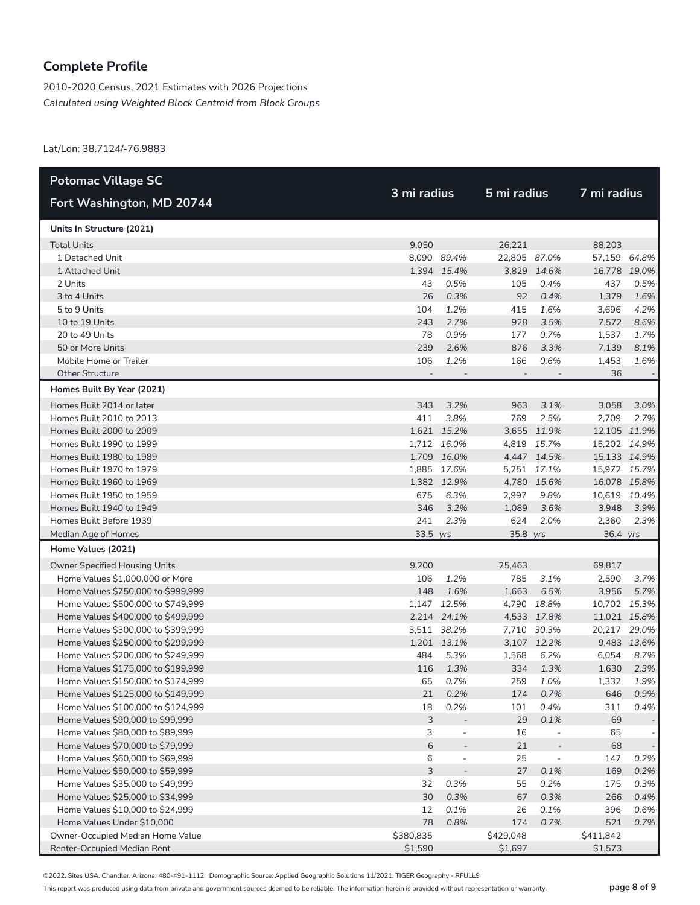## Complete Profile

2010-2020 Census, 2021 Estimates with 2026 Projections
*Calculated using Weighted Block Centroid from Block Groups*

Lat/Lon: 38.7124/-76.9883

| Potomac Village SC<br>Fort Washington, MD 20744 | 3 mi radius | | 5 mi radius | | 7 mi radius | |
|---|---|---|---|---|---|---|
| **Units In Structure (2021)** | | | | | | |
| Total Units | 9,050 | | 26,221 | | 88,203 | |
| 1 Detached Unit | 8,090 | *89.4%* | 22,805 | *87.0%* | 57,159 | *64.8%* |
| 1 Attached Unit | 1,394 | *15.4%* | 3,829 | *14.6%* | 16,778 | *19.0%* |
| 2 Units | 43 | *0.5%* | 105 | *0.4%* | 437 | *0.5%* |
| 3 to 4 Units | 26 | *0.3%* | 92 | *0.4%* | 1,379 | *1.6%* |
| 5 to 9 Units | 104 | *1.2%* | 415 | *1.6%* | 3,696 | *4.2%* |
| 10 to 19 Units | 243 | *2.7%* | 928 | *3.5%* | 7,572 | *8.6%* |
| 20 to 49 Units | 78 | *0.9%* | 177 | *0.7%* | 1,537 | *1.7%* |
| 50 or More Units | 239 | *2.6%* | 876 | *3.3%* | 7,139 | *8.1%* |
| Mobile Home or Trailer | 106 | *1.2%* | 166 | *0.6%* | 1,453 | *1.6%* |
| Other Structure | - | - | - | - | 36 | - |
| **Homes Built By Year (2021)** | | | | | | |
| Homes Built 2014 or later | 343 | *3.2%* | 963 | *3.1%* | 3,058 | *3.0%* |
| Homes Built 2010 to 2013 | 411 | *3.8%* | 769 | *2.5%* | 2,709 | *2.7%* |
| Homes Built 2000 to 2009 | 1,621 | *15.2%* | 3,655 | *11.9%* | 12,105 | *11.9%* |
| Homes Built 1990 to 1999 | 1,712 | *16.0%* | 4,819 | *15.7%* | 15,202 | *14.9%* |
| Homes Built 1980 to 1989 | 1,709 | *16.0%* | 4,447 | *14.5%* | 15,133 | *14.9%* |
| Homes Built 1970 to 1979 | 1,885 | *17.6%* | 5,251 | *17.1%* | 15,972 | *15.7%* |
| Homes Built 1960 to 1969 | 1,382 | *12.9%* | 4,780 | *15.6%* | 16,078 | *15.8%* |
| Homes Built 1950 to 1959 | 675 | *6.3%* | 2,997 | *9.8%* | 10,619 | *10.4%* |
| Homes Built 1940 to 1949 | 346 | *3.2%* | 1,089 | *3.6%* | 3,948 | *3.9%* |
| Homes Built Before 1939 | 241 | *2.3%* | 624 | *2.0%* | 2,360 | *2.3%* |
| Median Age of Homes | 33.5 | *yrs* | 35.8 | *yrs* | 36.4 | *yrs* |
| **Home Values (2021)** | | | | | | |
| Owner Specified Housing Units | 9,200 | | 25,463 | | 69,817 | |
| Home Values $1,000,000 or More | 106 | *1.2%* | 785 | *3.1%* | 2,590 | *3.7%* |
| Home Values $750,000 to $999,999 | 148 | *1.6%* | 1,663 | *6.5%* | 3,956 | *5.7%* |
| Home Values $500,000 to $749,999 | 1,147 | *12.5%* | 4,790 | *18.8%* | 10,702 | *15.3%* |
| Home Values $400,000 to $499,999 | 2,214 | *24.1%* | 4,533 | *17.8%* | 11,021 | *15.8%* |
| Home Values $300,000 to $399,999 | 3,511 | *38.2%* | 7,710 | *30.3%* | 20,217 | *29.0%* |
| Home Values $250,000 to $299,999 | 1,201 | *13.1%* | 3,107 | *12.2%* | 9,483 | *13.6%* |
| Home Values $200,000 to $249,999 | 484 | *5.3%* | 1,568 | *6.2%* | 6,054 | *8.7%* |
| Home Values $175,000 to $199,999 | 116 | *1.3%* | 334 | *1.3%* | 1,630 | *2.3%* |
| Home Values $150,000 to $174,999 | 65 | *0.7%* | 259 | *1.0%* | 1,332 | *1.9%* |
| Home Values $125,000 to $149,999 | 21 | *0.2%* | 174 | *0.7%* | 646 | *0.9%* |
| Home Values $100,000 to $124,999 | 18 | *0.2%* | 101 | *0.4%* | 311 | *0.4%* |
| Home Values $90,000 to $99,999 | 3 | - | 29 | *0.1%* | 69 | - |
| Home Values $80,000 to $89,999 | 3 | - | 16 | - | 65 | - |
| Home Values $70,000 to $79,999 | 6 | - | 21 | - | 68 | - |
| Home Values $60,000 to $69,999 | 6 | - | 25 | - | 147 | *0.2%* |
| Home Values $50,000 to $59,999 | 3 | - | 27 | *0.1%* | 169 | *0.2%* |
| Home Values $35,000 to $49,999 | 32 | *0.3%* | 55 | *0.2%* | 175 | *0.3%* |
| Home Values $25,000 to $34,999 | 30 | *0.3%* | 67 | *0.3%* | 266 | *0.4%* |
| Home Values $10,000 to $24,999 | 12 | *0.1%* | 26 | *0.1%* | 396 | *0.6%* |
| Home Values Under $10,000 | 78 | *0.8%* | 174 | *0.7%* | 521 | *0.7%* |
| Owner-Occupied Median Home Value | $380,835 | | $429,048 | | $411,842 | |
| Renter-Occupied Median Rent | $1,590 | | $1,697 | | $1,573 | |

©2022, Sites USA, Chandler, Arizona, 480-491-1112 Demographic Source: Applied Geographic Solutions 11/2021, TIGER Geography - RFULL9

This report was produced using data from private and government sources deemed to be reliable. The information herein is provided without representation or warranty.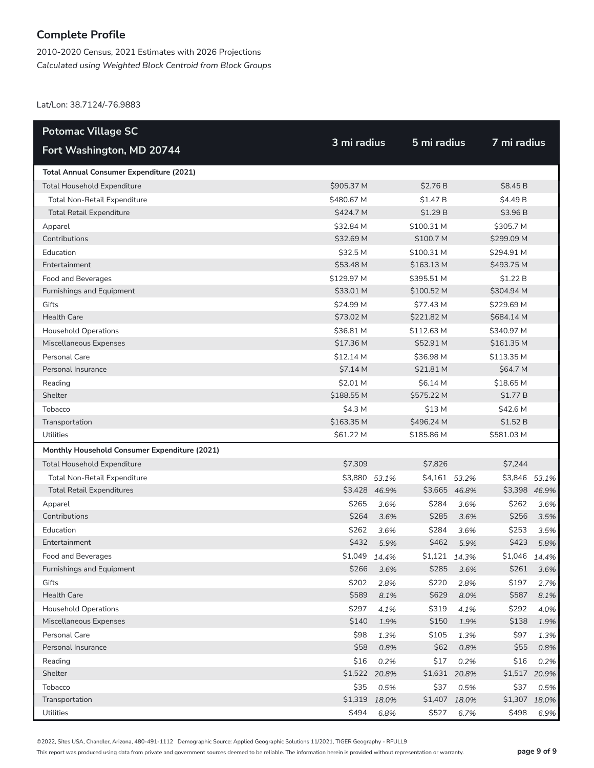## Complete Profile

2010-2020 Census, 2021 Estimates with 2026 Projections
*Calculated using Weighted Block Centroid from Block Groups*

Lat/Lon: 38.7124/-76.9883

| Potomac Village SC<br>Fort Washington, MD 20744 | 3 mi radius | | 5 mi radius | | 7 mi radius | |
|---|---|---|---|---|---|---|
| **Total Annual Consumer Expenditure (2021)** | | | | | | |
| Total Household Expenditure | $905.37 M | | $2.76 B | | $8.45 B | |
| Total Non-Retail Expenditure | $480.67 M | | $1.47 B | | $4.49 B | |
| Total Retail Expenditure | $424.7 M | | $1.29 B | | $3.96 B | |
| Apparel | $32.84 M | | $100.31 M | | $305.7 M | |
| Contributions | $32.69 M | | $100.7 M | | $299.09 M | |
| Education | $32.5 M | | $100.31 M | | $294.91 M | |
| Entertainment | $53.48 M | | $163.13 M | | $493.75 M | |
| Food and Beverages | $129.97 M | | $395.51 M | | $1.22 B | |
| Furnishings and Equipment | $33.01 M | | $100.52 M | | $304.94 M | |
| Gifts | $24.99 M | | $77.43 M | | $229.69 M | |
| Health Care | $73.02 M | | $221.82 M | | $684.14 M | |
| Household Operations | $36.81 M | | $112.63 M | | $340.97 M | |
| Miscellaneous Expenses | $17.36 M | | $52.91 M | | $161.35 M | |
| Personal Care | $12.14 M | | $36.98 M | | $113.35 M | |
| Personal Insurance | $7.14 M | | $21.81 M | | $64.7 M | |
| Reading | $2.01 M | | $6.14 M | | $18.65 M | |
| Shelter | $188.55 M | | $575.22 M | | $1.77 B | |
| Tobacco | $4.3 M | | $13 M | | $42.6 M | |
| Transportation | $163.35 M | | $496.24 M | | $1.52 B | |
| Utilities | $61.22 M | | $185.86 M | | $581.03 M | |
| **Monthly Household Consumer Expenditure (2021)** | | | | | | |
| Total Household Expenditure | $7,309 | | $7,826 | | $7,244 | |
| Total Non-Retail Expenditure | $3,880 | *53.1%* | $4,161 | *53.2%* | $3,846 | *53.1%* |
| Total Retail Expenditures | $3,428 | *46.9%* | $3,665 | *46.8%* | $3,398 | *46.9%* |
| Apparel | $265 | *3.6%* | $284 | *3.6%* | $262 | *3.6%* |
| Contributions | $264 | *3.6%* | $285 | *3.6%* | $256 | *3.5%* |
| Education | $262 | *3.6%* | $284 | *3.6%* | $253 | *3.5%* |
| Entertainment | $432 | *5.9%* | $462 | *5.9%* | $423 | *5.8%* |
| Food and Beverages | $1,049 | *14.4%* | $1,121 | *14.3%* | $1,046 | *14.4%* |
| Furnishings and Equipment | $266 | *3.6%* | $285 | *3.6%* | $261 | *3.6%* |
| Gifts | $202 | *2.8%* | $220 | *2.8%* | $197 | *2.7%* |
| Health Care | $589 | *8.1%* | $629 | *8.0%* | $587 | *8.1%* |
| Household Operations | $297 | *4.1%* | $319 | *4.1%* | $292 | *4.0%* |
| Miscellaneous Expenses | $140 | *1.9%* | $150 | *1.9%* | $138 | *1.9%* |
| Personal Care | $98 | *1.3%* | $105 | *1.3%* | $97 | *1.3%* |
| Personal Insurance | $58 | *0.8%* | $62 | *0.8%* | $55 | *0.8%* |
| Reading | $16 | *0.2%* | $17 | *0.2%* | $16 | *0.2%* |
| Shelter | $1,522 | *20.8%* | $1,631 | *20.8%* | $1,517 | *20.9%* |
| Tobacco | $35 | *0.5%* | $37 | *0.5%* | $37 | *0.5%* |
| Transportation | $1,319 | *18.0%* | $1,407 | *18.0%* | $1,307 | *18.0%* |
| Utilities | $494 | *6.8%* | $527 | *6.7%* | $498 | *6.9%* |

©2022, Sites USA, Chandler, Arizona, 480-491-1112 Demographic Source: Applied Geographic Solutions 11/2021, TIGER Geography - RFULL9

This report was produced using data from private and government sources deemed to be reliable. The information herein is provided without representation or warranty.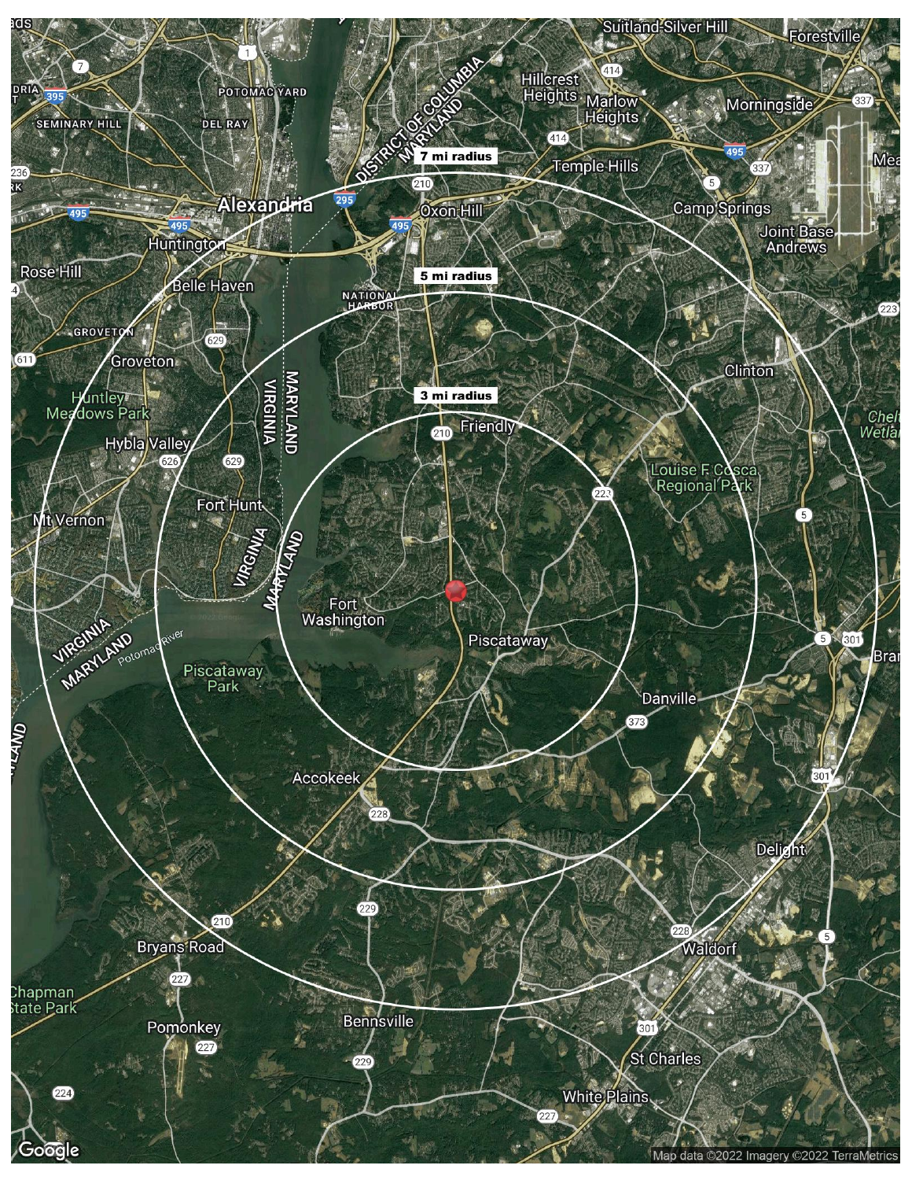7 mi radius

5 mi radius

3 mi radius

Google

Map data ©2022 Imagery ©2022 TerraMetrics